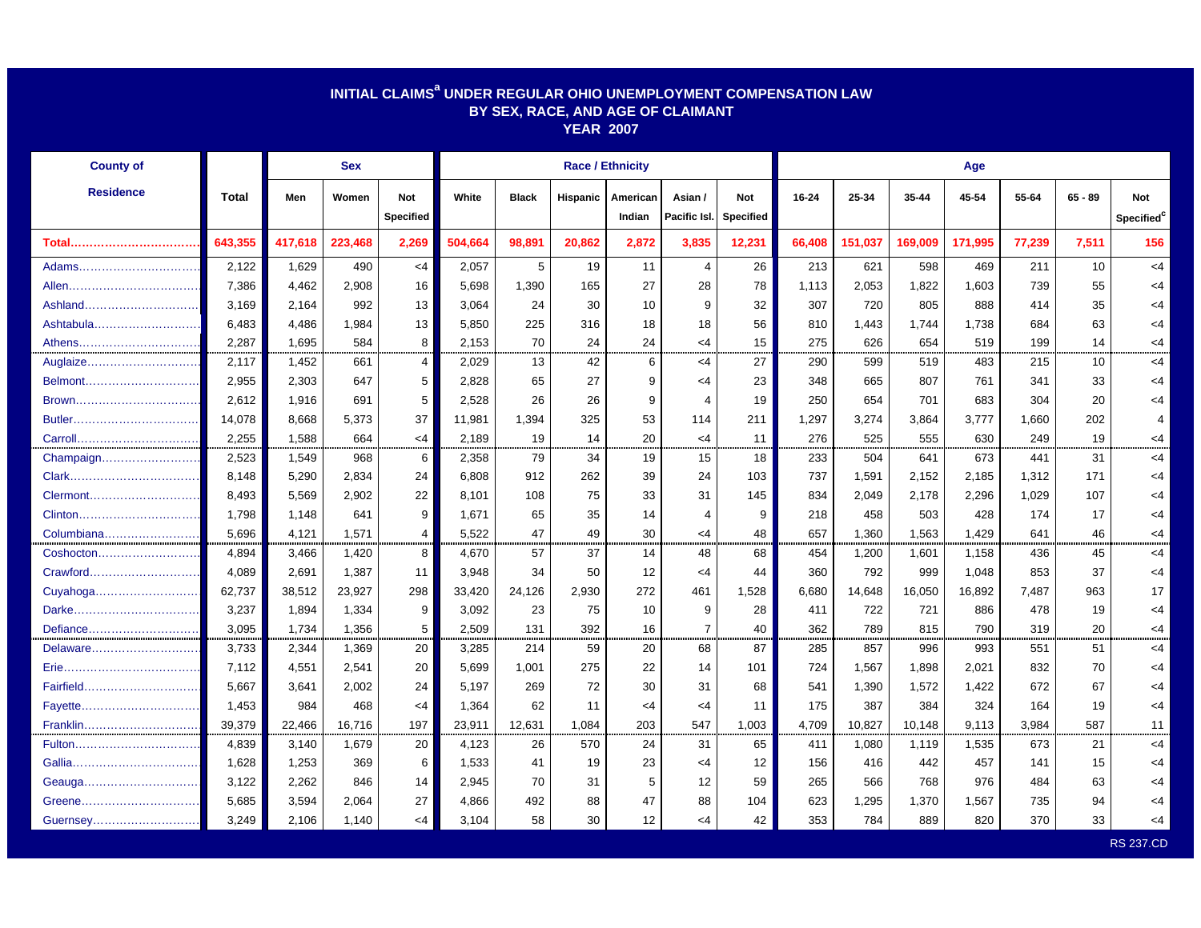# INITIAL CLAIMS[a] UNDER REGULAR OHIO UNEMPLOYMENT COMPENSATION LAW
## BY SEX, RACE, AND AGE OF CLAIMANT
## YEAR 2007

| County of Residence | Total | Sex | | | Race / Ethnicity | | | | | | Age | | | | | | |
|---|---|---|---|---|---|---|---|---|---|---|---|---|---|---|---|---|---|
| | | Men | Women | Not Specified | White | Black | Hispanic | American Indian | Asian / Pacific Isl. | Not Specified | 16-24 | 25-34 | 35-44 | 45-54 | 55-64 | 65 - 89 | Not Specified[c] |
| **Total** | **643,355** | **417,618** | **223,468** | **2,269** | **504,664** | **98,891** | **20,862** | **2,872** | **3,835** | **12,231** | **66,408** | **151,037** | **169,009** | **171,995** | **77,239** | **7,511** | **156** |
| Adams | 2,122 | 1,629 | 490 | <4 | 2,057 | 5 | 19 | 11 | 4 | 26 | 213 | 621 | 598 | 469 | 211 | 10 | <4 |
| Allen | 7,386 | 4,462 | 2,908 | 16 | 5,698 | 1,390 | 165 | 27 | 28 | 78 | 1,113 | 2,053 | 1,822 | 1,603 | 739 | 55 | <4 |
| Ashland | 3,169 | 2,164 | 992 | 13 | 3,064 | 24 | 30 | 10 | 9 | 32 | 307 | 720 | 805 | 888 | 414 | 35 | <4 |
| Ashtabula | 6,483 | 4,486 | 1,984 | 13 | 5,850 | 225 | 316 | 18 | 18 | 56 | 810 | 1,443 | 1,744 | 1,738 | 684 | 63 | <4 |
| Athens | 2,287 | 1,695 | 584 | 8 | 2,153 | 70 | 24 | 24 | <4 | 15 | 275 | 626 | 654 | 519 | 199 | 14 | <4 |
| Auglaize | 2,117 | 1,452 | 661 | 4 | 2,029 | 13 | 42 | 6 | <4 | 27 | 290 | 599 | 519 | 483 | 215 | 10 | <4 |
| Belmont | 2,955 | 2,303 | 647 | 5 | 2,828 | 65 | 27 | 9 | <4 | 23 | 348 | 665 | 807 | 761 | 341 | 33 | <4 |
| Brown | 2,612 | 1,916 | 691 | 5 | 2,528 | 26 | 26 | 9 | 4 | 19 | 250 | 654 | 701 | 683 | 304 | 20 | <4 |
| Butler | 14,078 | 8,668 | 5,373 | 37 | 11,981 | 1,394 | 325 | 53 | 114 | 211 | 1,297 | 3,274 | 3,864 | 3,777 | 1,660 | 202 | 4 |
| Carroll | 2,255 | 1,588 | 664 | <4 | 2,189 | 19 | 14 | 20 | <4 | 11 | 276 | 525 | 555 | 630 | 249 | 19 | <4 |
| Champaign | 2,523 | 1,549 | 968 | 6 | 2,358 | 79 | 34 | 19 | 15 | 18 | 233 | 504 | 641 | 673 | 441 | 31 | <4 |
| Clark | 8,148 | 5,290 | 2,834 | 24 | 6,808 | 912 | 262 | 39 | 24 | 103 | 737 | 1,591 | 2,152 | 2,185 | 1,312 | 171 | <4 |
| Clermont | 8,493 | 5,569 | 2,902 | 22 | 8,101 | 108 | 75 | 33 | 31 | 145 | 834 | 2,049 | 2,178 | 2,296 | 1,029 | 107 | <4 |
| Clinton | 1,798 | 1,148 | 641 | 9 | 1,671 | 65 | 35 | 14 | 4 | 9 | 218 | 458 | 503 | 428 | 174 | 17 | <4 |
| Columbiana | 5,696 | 4,121 | 1,571 | 4 | 5,522 | 47 | 49 | 30 | <4 | 48 | 657 | 1,360 | 1,563 | 1,429 | 641 | 46 | <4 |
| Coshocton | 4,894 | 3,466 | 1,420 | 8 | 4,670 | 57 | 37 | 14 | 48 | 68 | 454 | 1,200 | 1,601 | 1,158 | 436 | 45 | <4 |
| Crawford | 4,089 | 2,691 | 1,387 | 11 | 3,948 | 34 | 50 | 12 | <4 | 44 | 360 | 792 | 999 | 1,048 | 853 | 37 | <4 |
| Cuyahoga | 62,737 | 38,512 | 23,927 | 298 | 33,420 | 24,126 | 2,930 | 272 | 461 | 1,528 | 6,680 | 14,648 | 16,050 | 16,892 | 7,487 | 963 | 17 |
| Darke | 3,237 | 1,894 | 1,334 | 9 | 3,092 | 23 | 75 | 10 | 9 | 28 | 411 | 722 | 721 | 886 | 478 | 19 | <4 |
| Defiance | 3,095 | 1,734 | 1,356 | 5 | 2,509 | 131 | 392 | 16 | 7 | 40 | 362 | 789 | 815 | 790 | 319 | 20 | <4 |
| Delaware | 3,733 | 2,344 | 1,369 | 20 | 3,285 | 214 | 59 | 20 | 68 | 87 | 285 | 857 | 996 | 993 | 551 | 51 | <4 |
| Erie | 7,112 | 4,551 | 2,541 | 20 | 5,699 | 1,001 | 275 | 22 | 14 | 101 | 724 | 1,567 | 1,898 | 2,021 | 832 | 70 | <4 |
| Fairfield | 5,667 | 3,641 | 2,002 | 24 | 5,197 | 269 | 72 | 30 | 31 | 68 | 541 | 1,390 | 1,572 | 1,422 | 672 | 67 | <4 |
| Fayette | 1,453 | 984 | 468 | <4 | 1,364 | 62 | 11 | <4 | <4 | 11 | 175 | 387 | 384 | 324 | 164 | 19 | <4 |
| Franklin | 39,379 | 22,466 | 16,716 | 197 | 23,911 | 12,631 | 1,084 | 203 | 547 | 1,003 | 4,709 | 10,827 | 10,148 | 9,113 | 3,984 | 587 | 11 |
| Fulton | 4,839 | 3,140 | 1,679 | 20 | 4,123 | 26 | 570 | 24 | 31 | 65 | 411 | 1,080 | 1,119 | 1,535 | 673 | 21 | <4 |
| Gallia | 1,628 | 1,253 | 369 | 6 | 1,533 | 41 | 19 | 23 | <4 | 12 | 156 | 416 | 442 | 457 | 141 | 15 | <4 |
| Geauga | 3,122 | 2,262 | 846 | 14 | 2,945 | 70 | 31 | 5 | 12 | 59 | 265 | 566 | 768 | 976 | 484 | 63 | <4 |
| Greene | 5,685 | 3,594 | 2,064 | 27 | 4,866 | 492 | 88 | 47 | 88 | 104 | 623 | 1,295 | 1,370 | 1,567 | 735 | 94 | <4 |
| Guernsey | 3,249 | 2,106 | 1,140 | <4 | 3,104 | 58 | 30 | 12 | <4 | 42 | 353 | 784 | 889 | 820 | 370 | 33 | <4 |

RS 237.CD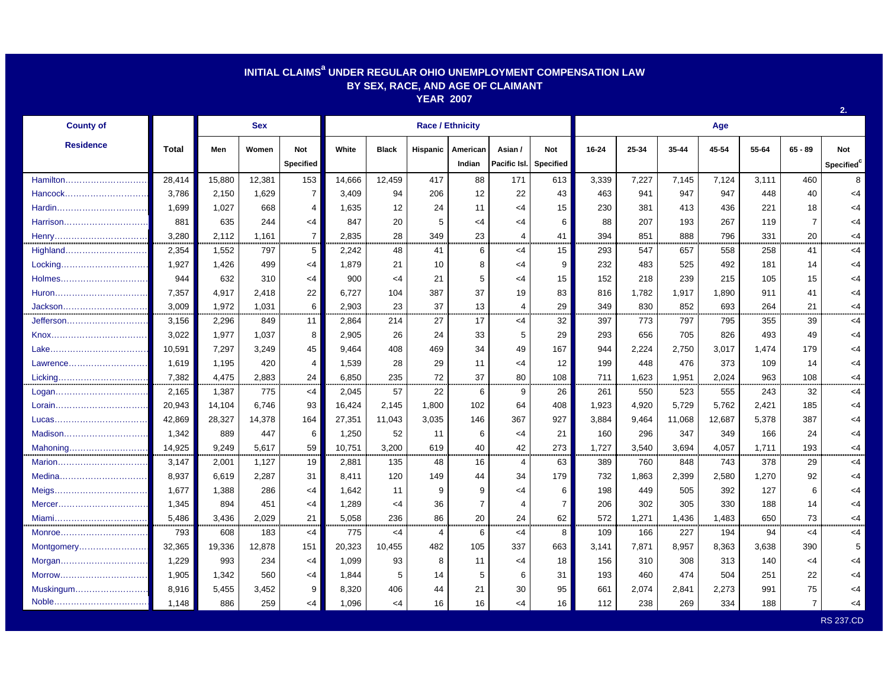# INITIAL CLAIMS[a] UNDER REGULAR OHIO UNEMPLOYMENT COMPENSATION LAW
## BY SEX, RACE, AND AGE OF CLAIMANT
## YEAR 2007

| County of Residence | Total | Sex | | | Race / Ethnicity | | | | | | Age | | | | | | |
|---|---|---|---|---|---|---|---|---|---|---|---|---|---|---|---|---|---|
| | | Men | Women | Not Specified | White | Black | Hispanic | American Indian | Asian / Pacific Isl. | Not Specified | 16-24 | 25-34 | 35-44 | 45-54 | 55-64 | 65 - 89 | Not Specified[c] |
| Hamilton | 28,414 | 15,880 | 12,381 | 153 | 14,666 | 12,459 | 417 | 88 | 171 | 613 | 3,339 | 7,227 | 7,145 | 7,124 | 3,111 | 460 | 8 |
| Hancock | 3,786 | 2,150 | 1,629 | 7 | 3,409 | 94 | 206 | 12 | 22 | 43 | 463 | 941 | 947 | 947 | 448 | 40 | <4 |
| Hardin | 1,699 | 1,027 | 668 | 4 | 1,635 | 12 | 24 | 11 | <4 | 15 | 230 | 381 | 413 | 436 | 221 | 18 | <4 |
| Harrison | 881 | 635 | 244 | <4 | 847 | 20 | 5 | <4 | <4 | 6 | 88 | 207 | 193 | 267 | 119 | 7 | <4 |
| Henry | 3,280 | 2,112 | 1,161 | 7 | 2,835 | 28 | 349 | 23 | 4 | 41 | 394 | 851 | 888 | 796 | 331 | 20 | <4 |
| Highland | 2,354 | 1,552 | 797 | 5 | 2,242 | 48 | 41 | 6 | <4 | 15 | 293 | 547 | 657 | 558 | 258 | 41 | <4 |
| Locking | 1,927 | 1,426 | 499 | <4 | 1,879 | 21 | 10 | 8 | <4 | 9 | 232 | 483 | 525 | 492 | 181 | 14 | <4 |
| Holmes | 944 | 632 | 310 | <4 | 900 | <4 | 21 | 5 | <4 | 15 | 152 | 218 | 239 | 215 | 105 | 15 | <4 |
| Huron | 7,357 | 4,917 | 2,418 | 22 | 6,727 | 104 | 387 | 37 | 19 | 83 | 816 | 1,782 | 1,917 | 1,890 | 911 | 41 | <4 |
| Jackson | 3,009 | 1,972 | 1,031 | 6 | 2,903 | 23 | 37 | 13 | 4 | 29 | 349 | 830 | 852 | 693 | 264 | 21 | <4 |
| Jefferson | 3,156 | 2,296 | 849 | 11 | 2,864 | 214 | 27 | 17 | <4 | 32 | 397 | 773 | 797 | 795 | 355 | 39 | <4 |
| Knox | 3,022 | 1,977 | 1,037 | 8 | 2,905 | 26 | 24 | 33 | 5 | 29 | 293 | 656 | 705 | 826 | 493 | 49 | <4 |
| Lake | 10,591 | 7,297 | 3,249 | 45 | 9,464 | 408 | 469 | 34 | 49 | 167 | 944 | 2,224 | 2,750 | 3,017 | 1,474 | 179 | <4 |
| Lawrence | 1,619 | 1,195 | 420 | 4 | 1,539 | 28 | 29 | 11 | <4 | 12 | 199 | 448 | 476 | 373 | 109 | 14 | <4 |
| Licking | 7,382 | 4,475 | 2,883 | 24 | 6,850 | 235 | 72 | 37 | 80 | 108 | 711 | 1,623 | 1,951 | 2,024 | 963 | 108 | <4 |
| Logan | 2,165 | 1,387 | 775 | <4 | 2,045 | 57 | 22 | 6 | 9 | 26 | 261 | 550 | 523 | 555 | 243 | 32 | <4 |
| Lorain | 20,943 | 14,104 | 6,746 | 93 | 16,424 | 2,145 | 1,800 | 102 | 64 | 408 | 1,923 | 4,920 | 5,729 | 5,762 | 2,421 | 185 | <4 |
| Lucas | 42,869 | 28,327 | 14,378 | 164 | 27,351 | 11,043 | 3,035 | 146 | 367 | 927 | 3,884 | 9,464 | 11,068 | 12,687 | 5,378 | 387 | <4 |
| Madison | 1,342 | 889 | 447 | 6 | 1,250 | 52 | 11 | 6 | <4 | 21 | 160 | 296 | 347 | 349 | 166 | 24 | <4 |
| Mahoning | 14,925 | 9,249 | 5,617 | 59 | 10,751 | 3,200 | 619 | 40 | 42 | 273 | 1,727 | 3,540 | 3,694 | 4,057 | 1,711 | 193 | <4 |
| Marion | 3,147 | 2,001 | 1,127 | 19 | 2,881 | 135 | 48 | 16 | 4 | 63 | 389 | 760 | 848 | 743 | 378 | 29 | <4 |
| Medina | 8,937 | 6,619 | 2,287 | 31 | 8,411 | 120 | 149 | 44 | 34 | 179 | 732 | 1,863 | 2,399 | 2,580 | 1,270 | 92 | <4 |
| Meigs | 1,677 | 1,388 | 286 | <4 | 1,642 | 11 | 9 | 9 | <4 | 6 | 198 | 449 | 505 | 392 | 127 | 6 | <4 |
| Mercer | 1,345 | 894 | 451 | <4 | 1,289 | <4 | 36 | 7 | 4 | 7 | 206 | 302 | 305 | 330 | 188 | 14 | <4 |
| Miami | 5,486 | 3,436 | 2,029 | 21 | 5,058 | 236 | 86 | 20 | 24 | 62 | 572 | 1,271 | 1,436 | 1,483 | 650 | 73 | <4 |
| Monroe | 793 | 608 | 183 | <4 | 775 | <4 | 4 | 6 | <4 | 8 | 109 | 166 | 227 | 194 | 94 | <4 | <4 |
| Montgomery | 32,365 | 19,336 | 12,878 | 151 | 20,323 | 10,455 | 482 | 105 | 337 | 663 | 3,141 | 7,871 | 8,957 | 8,363 | 3,638 | 390 | 5 |
| Morgan | 1,229 | 993 | 234 | <4 | 1,099 | 93 | 8 | 11 | <4 | 18 | 156 | 310 | 308 | 313 | 140 | <4 | <4 |
| Morrow | 1,905 | 1,342 | 560 | <4 | 1,844 | 5 | 14 | 5 | 6 | 31 | 193 | 460 | 474 | 504 | 251 | 22 | <4 |
| Muskingum | 8,916 | 5,455 | 3,452 | 9 | 8,320 | 406 | 44 | 21 | 30 | 95 | 661 | 2,074 | 2,841 | 2,273 | 991 | 75 | <4 |
| Noble | 1,148 | 886 | 259 | <4 | 1,096 | <4 | 16 | 16 | <4 | 16 | 112 | 238 | 269 | 334 | 188 | 7 | <4 |

RS 237.CD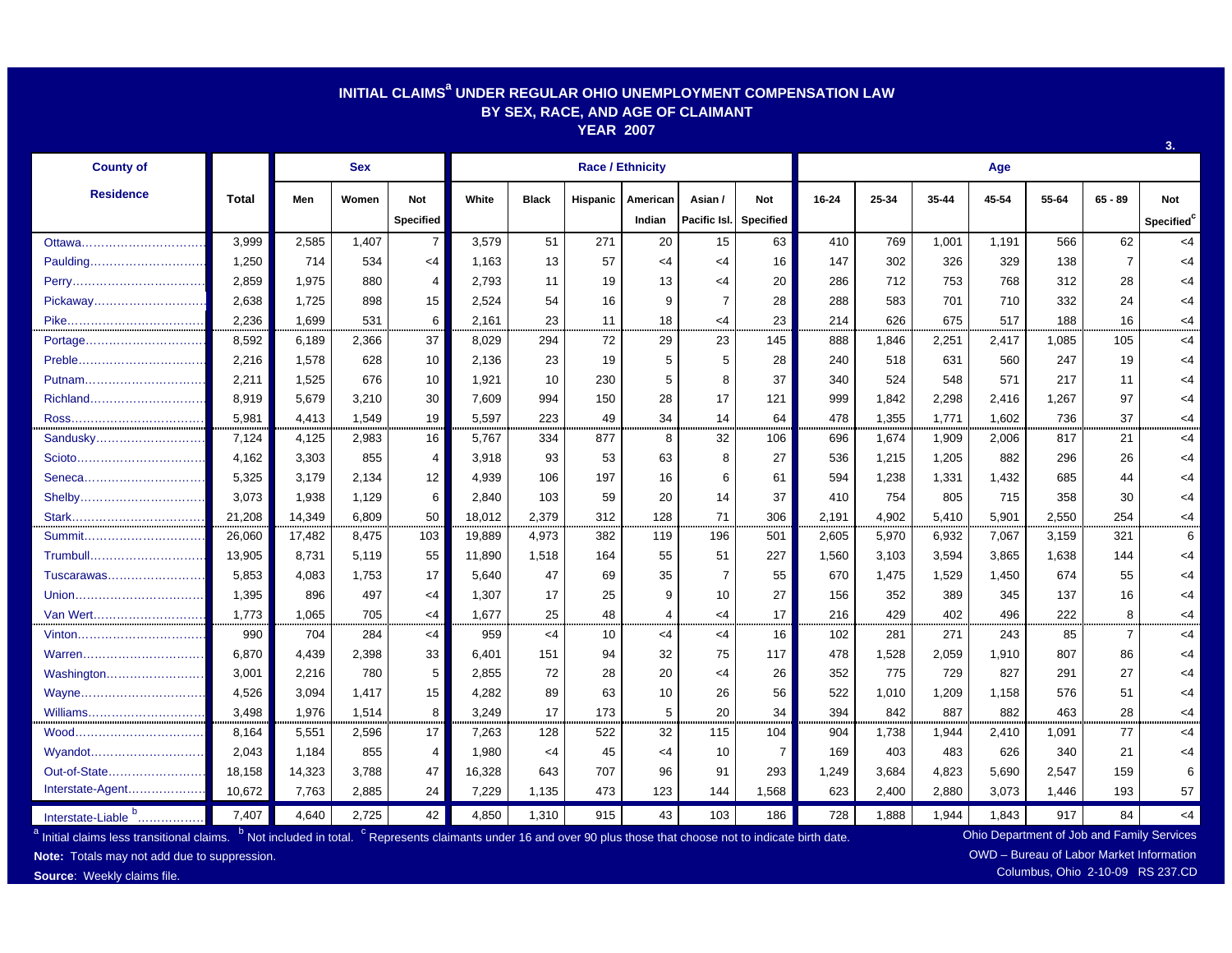# INITIAL CLAIMS[a] UNDER REGULAR OHIO UNEMPLOYMENT COMPENSATION LAW
## BY SEX, RACE, AND AGE OF CLAIMANT
### YEAR 2007

3.

| County of Residence | Total | Sex | | | Race / Ethnicity | | | | | | Age | | | | | | |
|---|---|---|---|---|---|---|---|---|---|---|---|---|---|---|---|---|---|
| | | Men | Women | Not Specified | White | Black | Hispanic | American Indian | Asian / Pacific Isl. | Not Specified | 16-24 | 25-34 | 35-44 | 45-54 | 55-64 | 65 - 89 | Not Specified[c] |
| Ottawa | 3,999 | 2,585 | 1,407 | 7 | 3,579 | 51 | 271 | 20 | 15 | 63 | 410 | 769 | 1,001 | 1,191 | 566 | 62 | <4 |
| Paulding | 1,250 | 714 | 534 | <4 | 1,163 | 13 | 57 | <4 | <4 | 16 | 147 | 302 | 326 | 329 | 138 | 7 | <4 |
| Perry | 2,859 | 1,975 | 880 | 4 | 2,793 | 11 | 19 | 13 | <4 | 20 | 286 | 712 | 753 | 768 | 312 | 28 | <4 |
| Pickaway | 2,638 | 1,725 | 898 | 15 | 2,524 | 54 | 16 | 9 | 7 | 28 | 288 | 583 | 701 | 710 | 332 | 24 | <4 |
| Pike | 2,236 | 1,699 | 531 | 6 | 2,161 | 23 | 11 | 18 | <4 | 23 | 214 | 626 | 675 | 517 | 188 | 16 | <4 |
| Portage | 8,592 | 6,189 | 2,366 | 37 | 8,029 | 294 | 72 | 29 | 23 | 145 | 888 | 1,846 | 2,251 | 2,417 | 1,085 | 105 | <4 |
| Preble | 2,216 | 1,578 | 628 | 10 | 2,136 | 23 | 19 | 5 | 5 | 28 | 240 | 518 | 631 | 560 | 247 | 19 | <4 |
| Putnam | 2,211 | 1,525 | 676 | 10 | 1,921 | 10 | 230 | 5 | 8 | 37 | 340 | 524 | 548 | 571 | 217 | 11 | <4 |
| Richland | 8,919 | 5,679 | 3,210 | 30 | 7,609 | 994 | 150 | 28 | 17 | 121 | 999 | 1,842 | 2,298 | 2,416 | 1,267 | 97 | <4 |
| Ross | 5,981 | 4,413 | 1,549 | 19 | 5,597 | 223 | 49 | 34 | 14 | 64 | 478 | 1,355 | 1,771 | 1,602 | 736 | 37 | <4 |
| Sandusky | 7,124 | 4,125 | 2,983 | 16 | 5,767 | 334 | 877 | 8 | 32 | 106 | 696 | 1,674 | 1,909 | 2,006 | 817 | 21 | <4 |
| Scioto | 4,162 | 3,303 | 855 | 4 | 3,918 | 93 | 53 | 63 | 8 | 27 | 536 | 1,215 | 1,205 | 882 | 296 | 26 | <4 |
| Seneca | 5,325 | 3,179 | 2,134 | 12 | 4,939 | 106 | 197 | 16 | 6 | 61 | 594 | 1,238 | 1,331 | 1,432 | 685 | 44 | <4 |
| Shelby | 3,073 | 1,938 | 1,129 | 6 | 2,840 | 103 | 59 | 20 | 14 | 37 | 410 | 754 | 805 | 715 | 358 | 30 | <4 |
| Stark | 21,208 | 14,349 | 6,809 | 50 | 18,012 | 2,379 | 312 | 128 | 71 | 306 | 2,191 | 4,902 | 5,410 | 5,901 | 2,550 | 254 | <4 |
| Summit | 26,060 | 17,482 | 8,475 | 103 | 19,889 | 4,973 | 382 | 119 | 196 | 501 | 2,605 | 5,970 | 6,932 | 7,067 | 3,159 | 321 | 6 |
| Trumbull | 13,905 | 8,731 | 5,119 | 55 | 11,890 | 1,518 | 164 | 55 | 51 | 227 | 1,560 | 3,103 | 3,594 | 3,865 | 1,638 | 144 | <4 |
| Tuscarawas | 5,853 | 4,083 | 1,753 | 17 | 5,640 | 47 | 69 | 35 | 7 | 55 | 670 | 1,475 | 1,529 | 1,450 | 674 | 55 | <4 |
| Union | 1,395 | 896 | 497 | <4 | 1,307 | 17 | 25 | 9 | 10 | 27 | 156 | 352 | 389 | 345 | 137 | 16 | <4 |
| Van Wert | 1,773 | 1,065 | 705 | <4 | 1,677 | 25 | 48 | 4 | <4 | 17 | 216 | 429 | 402 | 496 | 222 | 8 | <4 |
| Vinton | 990 | 704 | 284 | <4 | 959 | <4 | 10 | <4 | <4 | 16 | 102 | 281 | 271 | 243 | 85 | 7 | <4 |
| Warren | 6,870 | 4,439 | 2,398 | 33 | 6,401 | 151 | 94 | 32 | 75 | 117 | 478 | 1,528 | 2,059 | 1,910 | 807 | 86 | <4 |
| Washington | 3,001 | 2,216 | 780 | 5 | 2,855 | 72 | 28 | 20 | <4 | 26 | 352 | 775 | 729 | 827 | 291 | 27 | <4 |
| Wayne | 4,526 | 3,094 | 1,417 | 15 | 4,282 | 89 | 63 | 10 | 26 | 56 | 522 | 1,010 | 1,209 | 1,158 | 576 | 51 | <4 |
| Williams | 3,498 | 1,976 | 1,514 | 8 | 3,249 | 17 | 173 | 5 | 20 | 34 | 394 | 842 | 887 | 882 | 463 | 28 | <4 |
| Wood | 8,164 | 5,551 | 2,596 | 17 | 7,263 | 128 | 522 | 32 | 115 | 104 | 904 | 1,738 | 1,944 | 2,410 | 1,091 | 77 | <4 |
| Wyandot | 2,043 | 1,184 | 855 | 4 | 1,980 | <4 | 45 | <4 | 10 | 7 | 169 | 403 | 483 | 626 | 340 | 21 | <4 |
| Out-of-State | 18,158 | 14,323 | 3,788 | 47 | 16,328 | 643 | 707 | 96 | 91 | 293 | 1,249 | 3,684 | 4,823 | 5,690 | 2,547 | 159 | 6 |
| Interstate-Agent | 10,672 | 7,763 | 2,885 | 24 | 7,229 | 1,135 | 473 | 123 | 144 | 1,568 | 623 | 2,400 | 2,880 | 3,073 | 1,446 | 193 | 57 |
| Interstate-Liable [b] | 7,407 | 4,640 | 2,725 | 42 | 4,850 | 1,310 | 915 | 43 | 103 | 186 | 728 | 1,888 | 1,944 | 1,843 | 917 | 84 | <4 |

[a] Initial claims less transitional claims. [b] Not included in total. [c] Represents claimants under 16 and over 90 plus those that choose not to indicate birth date.

**Note:** Totals may not add due to suppression.

**Source**: Weekly claims file.

Ohio Department of Job and Family Services
OWD – Bureau of Labor Market Information
Columbus, Ohio 2-10-09 RS 237.CD